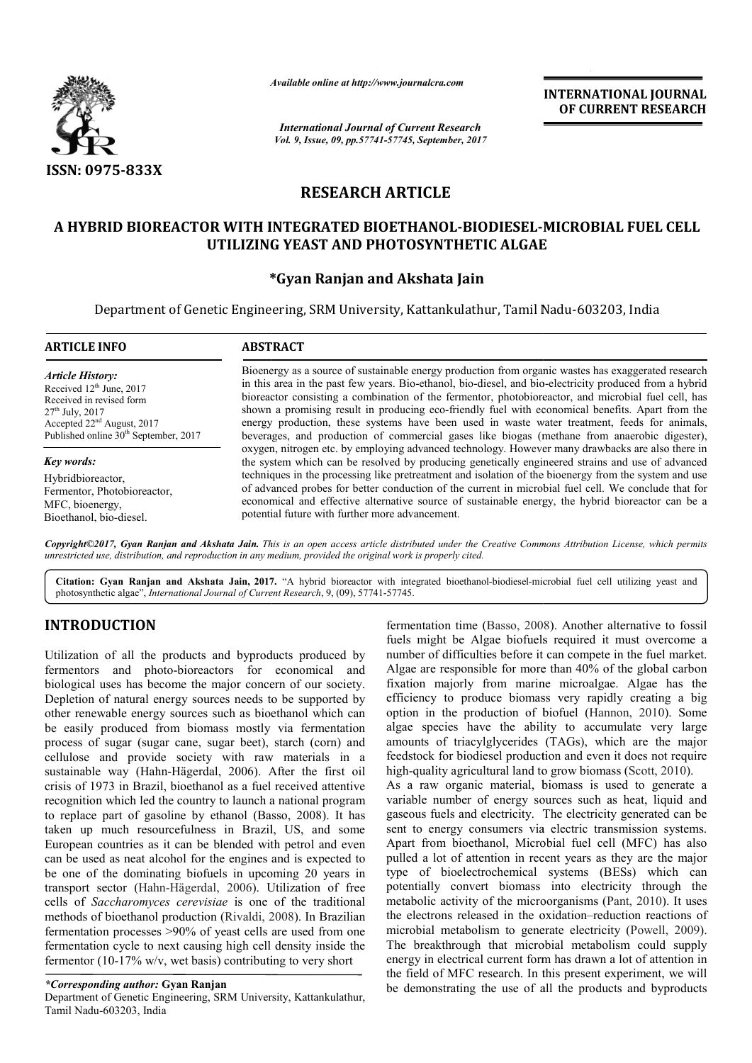# RESEARCH ARTICLE

# A HYBRID BIOREACTOR WITH INTEGRATED BIOETHANOL-BIODIESEL-MICROBIAL FUEL CELL UTILIZING YEAST AND PHOTOSYNTHETIC ALGAE

**\*Gyan Ranjan and Akshata Jain**

Department of Genetic Engineering, SRM University, Kattankulathur, Tamil Nadu-603203, India

## ARTICLE INFO

*Article History:*

Received 12th June, 2017
Received in revised form 27th July, 2017
Accepted 22nd August, 2017
Published online 30th September, 2017

*Key words:*

Hybridbioreactor, Fermentor, Photobioreactor, MFC, bioenergy, Bioethanol, bio-diesel.

## ABSTRACT

Bioenergy as a source of sustainable energy production from organic wastes has exaggerated research in this area in the past few years. Bio-ethanol, bio-diesel, and bio-electricity produced from a hybrid bioreactor consisting a combination of the fermentor, photobioreactor, and microbial fuel cell, has shown a promising result in producing eco-friendly fuel with economical benefits. Apart from the energy production, these systems have been used in waste water treatment, feeds for animals, beverages, and production of commercial gases like biogas (methane from anaerobic digester), oxygen, nitrogen etc. by employing advanced technology. However many drawbacks are also there in the system which can be resolved by producing genetically engineered strains and use of advanced techniques in the processing like pretreatment and isolation of the bioenergy from the system and use of advanced probes for better conduction of the current in microbial fuel cell. We conclude that for economical and effective alternative source of sustainable energy, the hybrid bioreactor can be a potential future with further more advancement.

***Copyright©2017, Gyan Ranjan and Akshata Jain.*** *This is an open access article distributed under the Creative Commons Attribution License, which permits unrestricted use, distribution, and reproduction in any medium, provided the original work is properly cited.*

**Citation: Gyan Ranjan and Akshata Jain, 2017.** "A hybrid bioreactor with integrated bioethanol-biodiesel-microbial fuel cell utilizing yeast and photosynthetic algae", *International Journal of Current Research*, 9, (09), 57741-57745.

## INTRODUCTION

Utilization of all the products and byproducts produced by fermentors and photo-bioreactors for economical and biological uses has become the major concern of our society. Depletion of natural energy sources needs to be supported by other renewable energy sources such as bioethanol which can be easily produced from biomass mostly via fermentation process of sugar (sugar cane, sugar beet), starch (corn) and cellulose and provide society with raw materials in a sustainable way (Hahn-Hägerdal, 2006). After the first oil crisis of 1973 in Brazil, bioethanol as a fuel received attentive recognition which led the country to launch a national program to replace part of gasoline by ethanol (Basso, 2008). It has taken up much resourcefulness in Brazil, US, and some European countries as it can be blended with petrol and even can be used as neat alcohol for the engines and is expected to be one of the dominating biofuels in upcoming 20 years in transport sector (Hahn-Hägerdal, 2006). Utilization of free cells of *Saccharomyces cerevisiae* is one of the traditional methods of bioethanol production (Rivaldi, 2008). In Brazilian fermentation processes >90% of yeast cells are used from one fermentation cycle to next causing high cell density inside the fermentor (10-17% w/v, wet basis) contributing to very short fermentation time (Basso, 2008). Another alternative to fossil fuels might be Algae biofuels required it must overcome a number of difficulties before it can compete in the fuel market. Algae are responsible for more than 40% of the global carbon fixation majorly from marine microalgae. Algae has the efficiency to produce biomass very rapidly creating a big option in the production of biofuel (Hannon, 2010). Some algae species have the ability to accumulate very large amounts of triacylglycerides (TAGs), which are the major feedstock for biodiesel production and even it does not require high-quality agricultural land to grow biomass (Scott, 2010).

As a raw organic material, biomass is used to generate a variable number of energy sources such as heat, liquid and gaseous fuels and electricity. The electricity generated can be sent to energy consumers via electric transmission systems. Apart from bioethanol, Microbial fuel cell (MFC) has also pulled a lot of attention in recent years as they are the major type of bioelectrochemical systems (BESs) which can potentially convert biomass into electricity through the metabolic activity of the microorganisms (Pant, 2010). It uses the electrons released in the oxidation–reduction reactions of microbial metabolism to generate electricity (Powell, 2009). The breakthrough that microbial metabolism could supply energy in electrical current form has drawn a lot of attention in the field of MFC research. In this present experiment, we will be demonstrating the use of all the products and byproducts

*\*Corresponding author:* **Gyan Ranjan**
Department of Genetic Engineering, SRM University, Kattankulathur, Tamil Nadu-603203, India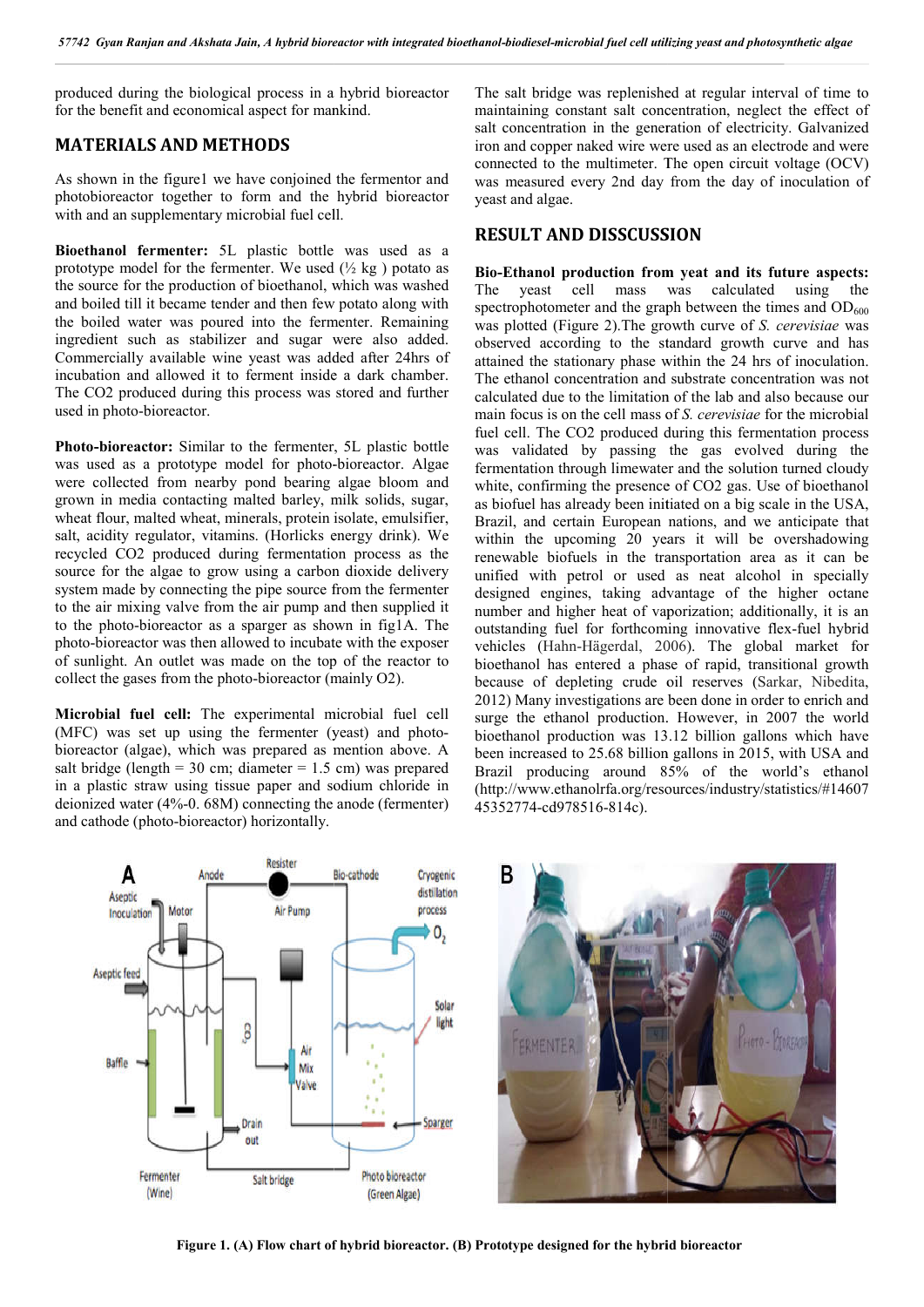produced during the biological process in a hybrid bioreactor for the benefit and economical aspect for mankind.

## MATERIALS AND METHODS

As shown in the figure1 we have conjoined the fermentor and photobioreactor together to form and the hybrid bioreactor with and an supplementary microbial fuel cell.

**Bioethanol fermenter:** 5L plastic bottle was used as a prototype model for the fermenter. We used (½ kg ) potato as the source for the production of bioethanol, which was washed and boiled till it became tender and then few potato along with the boiled water was poured into the fermenter. Remaining ingredient such as stabilizer and sugar were also added. Commercially available wine yeast was added after 24hrs of incubation and allowed it to ferment inside a dark chamber. The CO2 produced during this process was stored and further used in photo-bioreactor.

**Photo-bioreactor:** Similar to the fermenter, 5L plastic bottle was used as a prototype model for photo-bioreactor. Algae were collected from nearby pond bearing algae bloom and grown in media contacting malted barley, milk solids, sugar, wheat flour, malted wheat, minerals, protein isolate, emulsifier, salt, acidity regulator, vitamins. (Horlicks energy drink). We recycled CO2 produced during fermentation process as the source for the algae to grow using a carbon dioxide delivery system made by connecting the pipe source from the fermenter to the air mixing valve from the air pump and then supplied it to the photo-bioreactor as a sparger as shown in fig1A. The photo-bioreactor was then allowed to incubate with the exposer of sunlight. An outlet was made on the top of the reactor to collect the gases from the photo-bioreactor (mainly O2).

**Microbial fuel cell:** The experimental microbial fuel cell (MFC) was set up using the fermenter (yeast) and photo-bioreactor (algae), which was prepared as mention above. A salt bridge (length = 30 cm; diameter = 1.5 cm) was prepared in a plastic straw using tissue paper and sodium chloride in deionized water (4%-0. 68M) connecting the anode (fermenter) and cathode (photo-bioreactor) horizontally. The salt bridge was replenished at regular interval of time to maintaining constant salt concentration, neglect the effect of salt concentration in the generation of electricity. Galvanized iron and copper naked wire were used as an electrode and were connected to the multimeter. The open circuit voltage (OCV) was measured every 2nd day from the day of inoculation of yeast and algae.

## RESULT AND DISSCUSSION

**Bio-Ethanol production from yeat and its future aspects:** The yeast cell mass was calculated using the spectrophotometer and the graph between the times and $OD_{600}$ was plotted (Figure 2).The growth curve of *S. cerevisiae* was observed according to the standard growth curve and has attained the stationary phase within the 24 hrs of inoculation. The ethanol concentration and substrate concentration was not calculated due to the limitation of the lab and also because our main focus is on the cell mass of *S. cerevisiae* for the microbial fuel cell. The CO2 produced during this fermentation process was validated by passing the gas evolved during the fermentation through limewater and the solution turned cloudy white, confirming the presence of CO2 gas. Use of bioethanol as biofuel has already been initiated on a big scale in the USA, Brazil, and certain European nations, and we anticipate that within the upcoming 20 years it will be overshadowing renewable biofuels in the transportation area as it can be unified with petrol or used as neat alcohol in specially designed engines, taking advantage of the higher octane number and higher heat of vaporization; additionally, it is an outstanding fuel for forthcoming innovative flex-fuel hybrid vehicles (Hahn-Hägerdal, 2006). The global market for bioethanol has entered a phase of rapid, transitional growth because of depleting crude oil reserves (Sarkar, Nibedita, 2012) Many investigations are been done in order to enrich and surge the ethanol production. However, in 2007 the world bioethanol production was 13.12 billion gallons which have been increased to 25.68 billion gallons in 2015, with USA and Brazil producing around 85% of the world's ethanol (http://www.ethanolrfa.org/resources/industry/statistics/#1460745352774-cd978516-814c).

**Figure 1. (A) Flow chart of hybrid bioreactor. (B) Prototype designed for the hybrid bioreactor**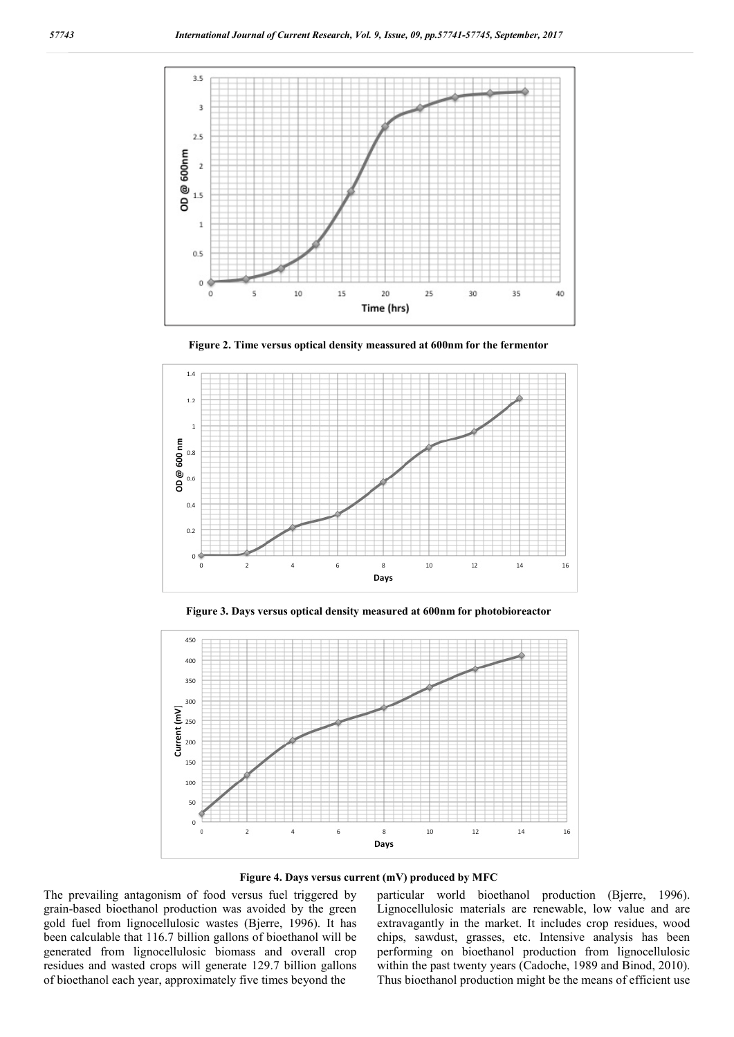Figure 2. Time versus optical density meassured at 600nm for the fermentor

Figure 3. Days versus optical density measured at 600nm for photobioreactor

Figure 4. Days versus current (mV) produced by MFC

The prevailing antagonism of food versus fuel triggered by grain-based bioethanol production was avoided by the green gold fuel from lignocellulosic wastes (Bjerre, 1996). It has been calculable that 116.7 billion gallons of bioethanol will be generated from lignocellulosic biomass and overall crop residues and wasted crops will generate 129.7 billion gallons of bioethanol each year, approximately five times beyond the particular world bioethanol production (Bjerre, 1996). Lignocellulosic materials are renewable, low value and are extravagantly in the market. It includes crop residues, wood chips, sawdust, grasses, etc. Intensive analysis has been performing on bioethanol production from lignocellulosic within the past twenty years (Cadoche, 1989 and Binod, 2010). Thus bioethanol production might be the means of efficient use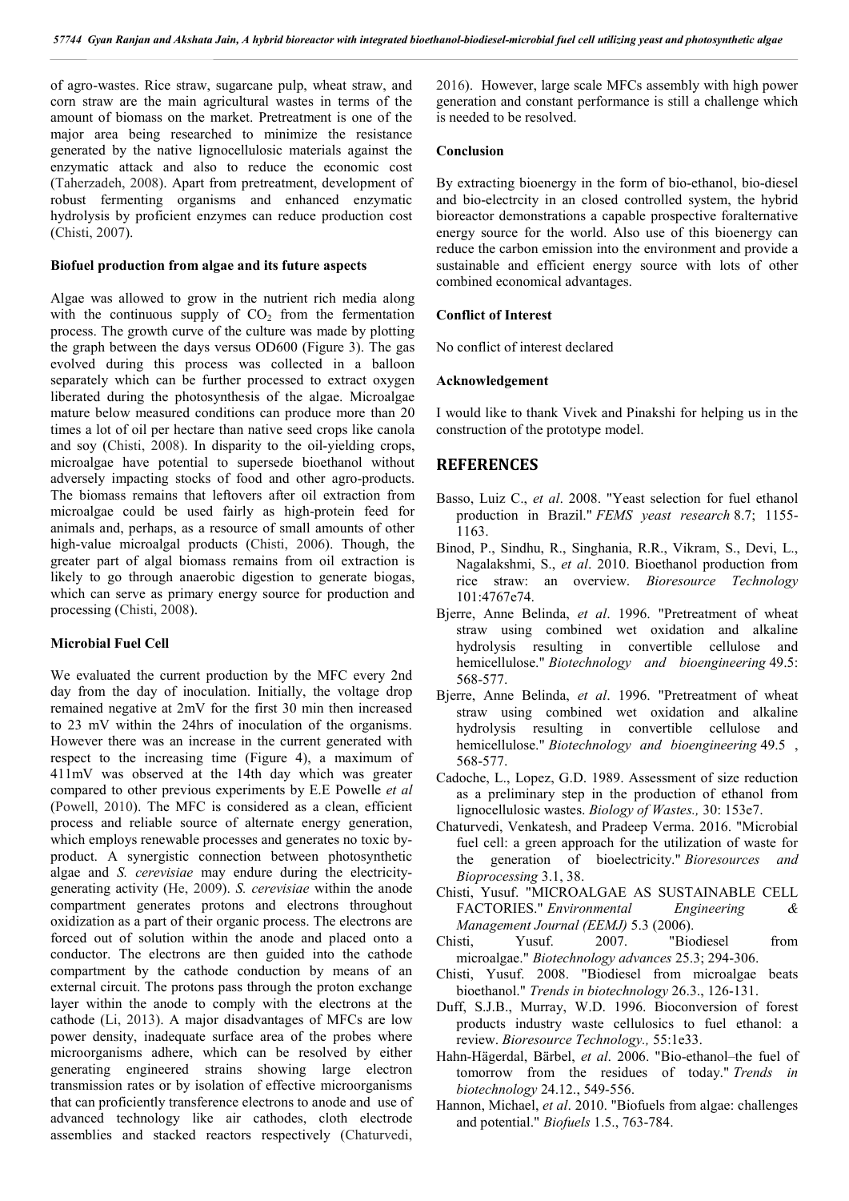of agro-wastes. Rice straw, sugarcane pulp, wheat straw, and corn straw are the main agricultural wastes in terms of the amount of biomass on the market. Pretreatment is one of the major area being researched to minimize the resistance generated by the native lignocellulosic materials against the enzymatic attack and also to reduce the economic cost (Taherzadeh, 2008). Apart from pretreatment, development of robust fermenting organisms and enhanced enzymatic hydrolysis by proficient enzymes can reduce production cost (Chisti, 2007).

**Biofuel production from algae and its future aspects**

Algae was allowed to grow in the nutrient rich media along with the continuous supply of $CO_2$ from the fermentation process. The growth curve of the culture was made by plotting the graph between the days versus OD600 (Figure 3). The gas evolved during this process was collected in a balloon separately which can be further processed to extract oxygen liberated during the photosynthesis of the algae. Microalgae mature below measured conditions can produce more than 20 times a lot of oil per hectare than native seed crops like canola and soy (Chisti, 2008). In disparity to the oil-yielding crops, microalgae have potential to supersede bioethanol without adversely impacting stocks of food and other agro-products. The biomass remains that leftovers after oil extraction from microalgae could be used fairly as high-protein feed for animals and, perhaps, as a resource of small amounts of other high-value microalgal products (Chisti, 2006). Though, the greater part of algal biomass remains from oil extraction is likely to go through anaerobic digestion to generate biogas, which can serve as primary energy source for production and processing (Chisti, 2008).

**Microbial Fuel Cell**

We evaluated the current production by the MFC every 2nd day from the day of inoculation. Initially, the voltage drop remained negative at 2mV for the first 30 min then increased to 23 mV within the 24hrs of inoculation of the organisms. However there was an increase in the current generated with respect to the increasing time (Figure 4), a maximum of 411mV was observed at the 14th day which was greater compared to other previous experiments by E.E Powelle *et al* (Powell, 2010). The MFC is considered as a clean, efficient process and reliable source of alternate energy generation, which employs renewable processes and generates no toxic by-product. A synergistic connection between photosynthetic algae and *S. cerevisiae* may endure during the electricity-generating activity (He, 2009). *S. cerevisiae* within the anode compartment generates protons and electrons throughout oxidization as a part of their organic process. The electrons are forced out of solution within the anode and placed onto a conductor. The electrons are then guided into the cathode compartment by the cathode conduction by means of an external circuit. The protons pass through the proton exchange layer within the anode to comply with the electrons at the cathode (Li, 2013). A major disadvantages of MFCs are low power density, inadequate surface area of the probes where microorganisms adhere, which can be resolved by either generating engineered strains showing large electron transmission rates or by isolation of effective microorganisms that can proficiently transference electrons to anode and use of advanced technology like air cathodes, cloth electrode assemblies and stacked reactors respectively (Chaturvedi, 2016). However, large scale MFCs assembly with high power generation and constant performance is still a challenge which is needed to be resolved.

**Conclusion**

By extracting bioenergy in the form of bio-ethanol, bio-diesel and bio-electrcity in an closed controlled system, the hybrid bioreactor demonstrations a capable prospective foralternative energy source for the world. Also use of this bioenergy can reduce the carbon emission into the environment and provide a sustainable and efficient energy source with lots of other combined economical advantages.

**Conflict of Interest**

No conflict of interest declared

**Acknowledgement**

I would like to thank Vivek and Pinakshi for helping us in the construction of the prototype model.

## REFERENCES

Basso, Luiz C., *et al*. 2008. "Yeast selection for fuel ethanol production in Brazil." *FEMS yeast research* 8.7; 1155-1163.

Binod, P., Sindhu, R., Singhania, R.R., Vikram, S., Devi, L., Nagalakshmi, S., *et al*. 2010. Bioethanol production from rice straw: an overview. *Bioresource Technology* 101:4767e74.

Bjerre, Anne Belinda, *et al*. 1996. "Pretreatment of wheat straw using combined wet oxidation and alkaline hydrolysis resulting in convertible cellulose and hemicellulose." *Biotechnology and bioengineering* 49.5: 568-577.

Bjerre, Anne Belinda, *et al*. 1996. "Pretreatment of wheat straw using combined wet oxidation and alkaline hydrolysis resulting in convertible cellulose and hemicellulose." *Biotechnology and bioengineering* 49.5 , 568-577.

Cadoche, L., Lopez, G.D. 1989. Assessment of size reduction as a preliminary step in the production of ethanol from lignocellulosic wastes. *Biology of Wastes.,* 30: 153e7.

Chaturvedi, Venkatesh, and Pradeep Verma. 2016. "Microbial fuel cell: a green approach for the utilization of waste for the generation of bioelectricity." *Bioresources and Bioprocessing* 3.1, 38.

Chisti, Yusuf. "MICROALGAE AS SUSTAINABLE CELL FACTORIES." *Environmental Engineering & Management Journal (EEMJ)* 5.3 (2006).

Chisti, Yusuf. 2007. "Biodiesel from microalgae." *Biotechnology advances* 25.3; 294-306.

Chisti, Yusuf. 2008. "Biodiesel from microalgae beats bioethanol." *Trends in biotechnology* 26.3., 126-131.

Duff, S.J.B., Murray, W.D. 1996. Bioconversion of forest products industry waste cellulosics to fuel ethanol: a review. *Bioresource Technology.,* 55:1e33.

Hahn-Hägerdal, Bärbel, *et al*. 2006. "Bio-ethanol–the fuel of tomorrow from the residues of today." *Trends in biotechnology* 24.12., 549-556.

Hannon, Michael, *et al*. 2010. "Biofuels from algae: challenges and potential." *Biofuels* 1.5., 763-784.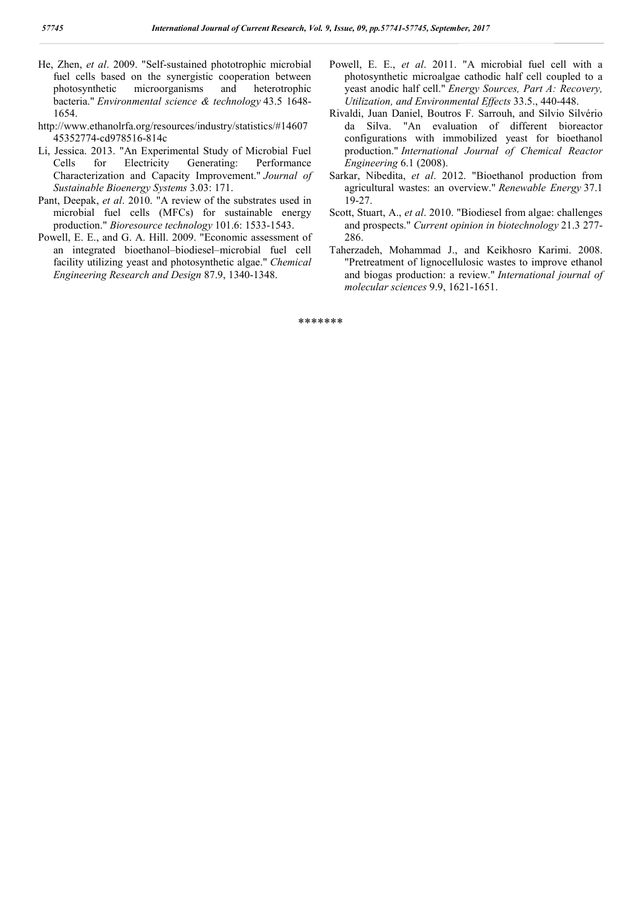He, Zhen, *et al*. 2009. "Self-sustained phototrophic microbial fuel cells based on the synergistic cooperation between photosynthetic microorganisms and heterotrophic bacteria." *Environmental science & technology* 43.5 1648-1654.

http://www.ethanolrfa.org/resources/industry/statistics/#1460745352774-cd978516-814c

Li, Jessica. 2013. "An Experimental Study of Microbial Fuel Cells for Electricity Generating: Performance Characterization and Capacity Improvement." *Journal of Sustainable Bioenergy Systems* 3.03: 171.

Pant, Deepak, *et al*. 2010. "A review of the substrates used in microbial fuel cells (MFCs) for sustainable energy production." *Bioresource technology* 101.6: 1533-1543.

Powell, E. E., and G. A. Hill. 2009. "Economic assessment of an integrated bioethanol–biodiesel–microbial fuel cell facility utilizing yeast and photosynthetic algae." *Chemical Engineering Research and Design* 87.9, 1340-1348.

Powell, E. E., *et al*. 2011. "A microbial fuel cell with a photosynthetic microalgae cathodic half cell coupled to a yeast anodic half cell." *Energy Sources, Part A: Recovery, Utilization, and Environmental Effects* 33.5., 440-448.

Rivaldi, Juan Daniel, Boutros F. Sarrouh, and Silvio Silvério da Silva. "An evaluation of different bioreactor configurations with immobilized yeast for bioethanol production." *International Journal of Chemical Reactor Engineering* 6.1 (2008).

Sarkar, Nibedita, *et al*. 2012. "Bioethanol production from agricultural wastes: an overview." *Renewable Energy* 37.1 19-27.

Scott, Stuart, A., *et al*. 2010. "Biodiesel from algae: challenges and prospects." *Current opinion in biotechnology* 21.3 277-286.

Taherzadeh, Mohammad J., and Keikhosro Karimi. 2008. "Pretreatment of lignocellulosic wastes to improve ethanol and biogas production: a review." *International journal of molecular sciences* 9.9, 1621-1651.

*******